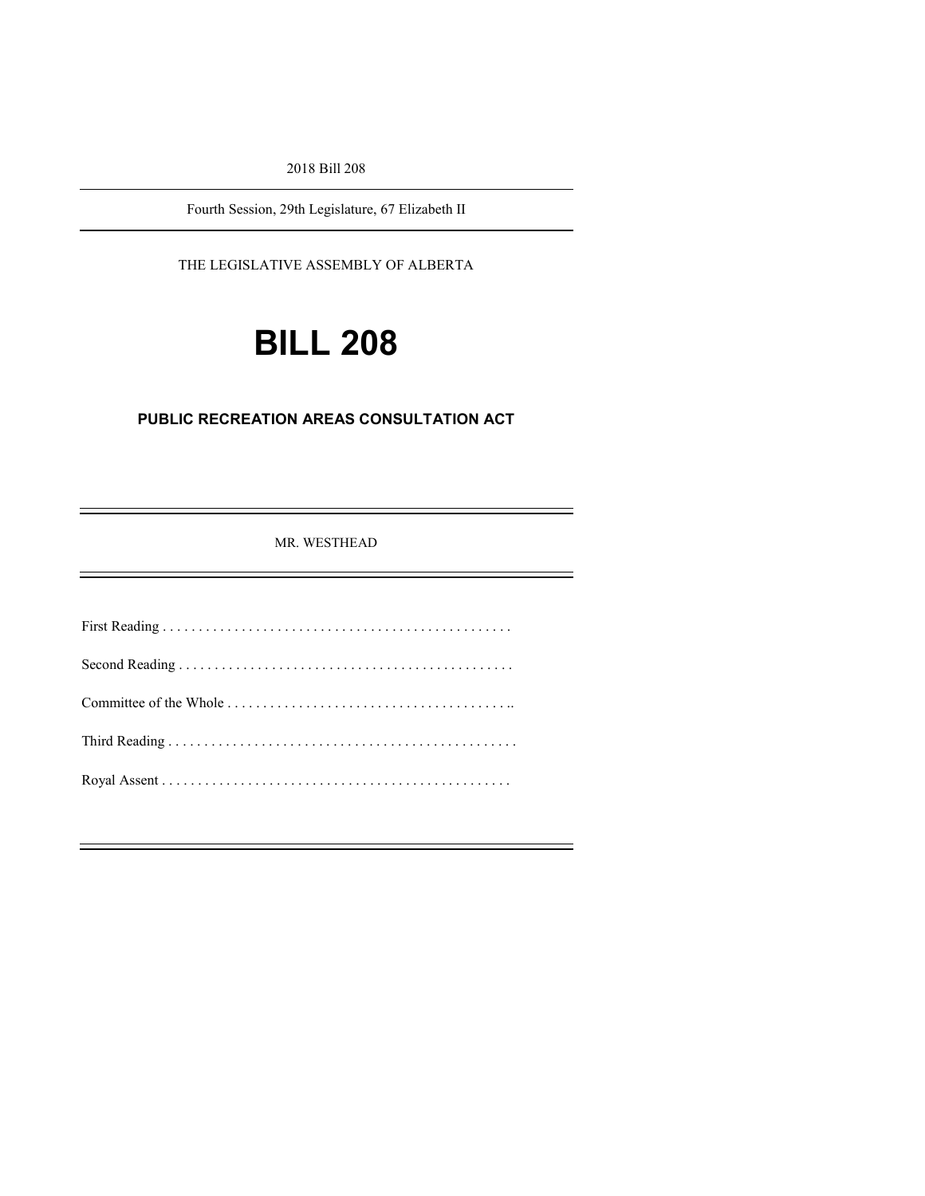2018 Bill 208

Fourth Session, 29th Legislature, 67 Elizabeth II

THE LEGISLATIVE ASSEMBLY OF ALBERTA

# BILL 208

## PUBLIC RECREATION AREAS CONSULTATION ACT

MR. WESTHEAD

First Reading . . . . . . . . . . . . . . . . . . . . . . . . . . . . . . . . . . . . . . . . . . . . . . . .

Second Reading . . . . . . . . . . . . . . . . . . . . . . . . . . . . . . . . . . . . . . . . . . . . . .

Committee of the Whole . . . . . . . . . . . . . . . . . . . . . . . . . . . . . . . . . . . . . . . ..

Third Reading . . . . . . . . . . . . . . . . . . . . . . . . . . . . . . . . . . . . . . . . . . . . . . . .

Royal Assent . . . . . . . . . . . . . . . . . . . . . . . . . . . . . . . . . . . . . . . . . . . . . . . .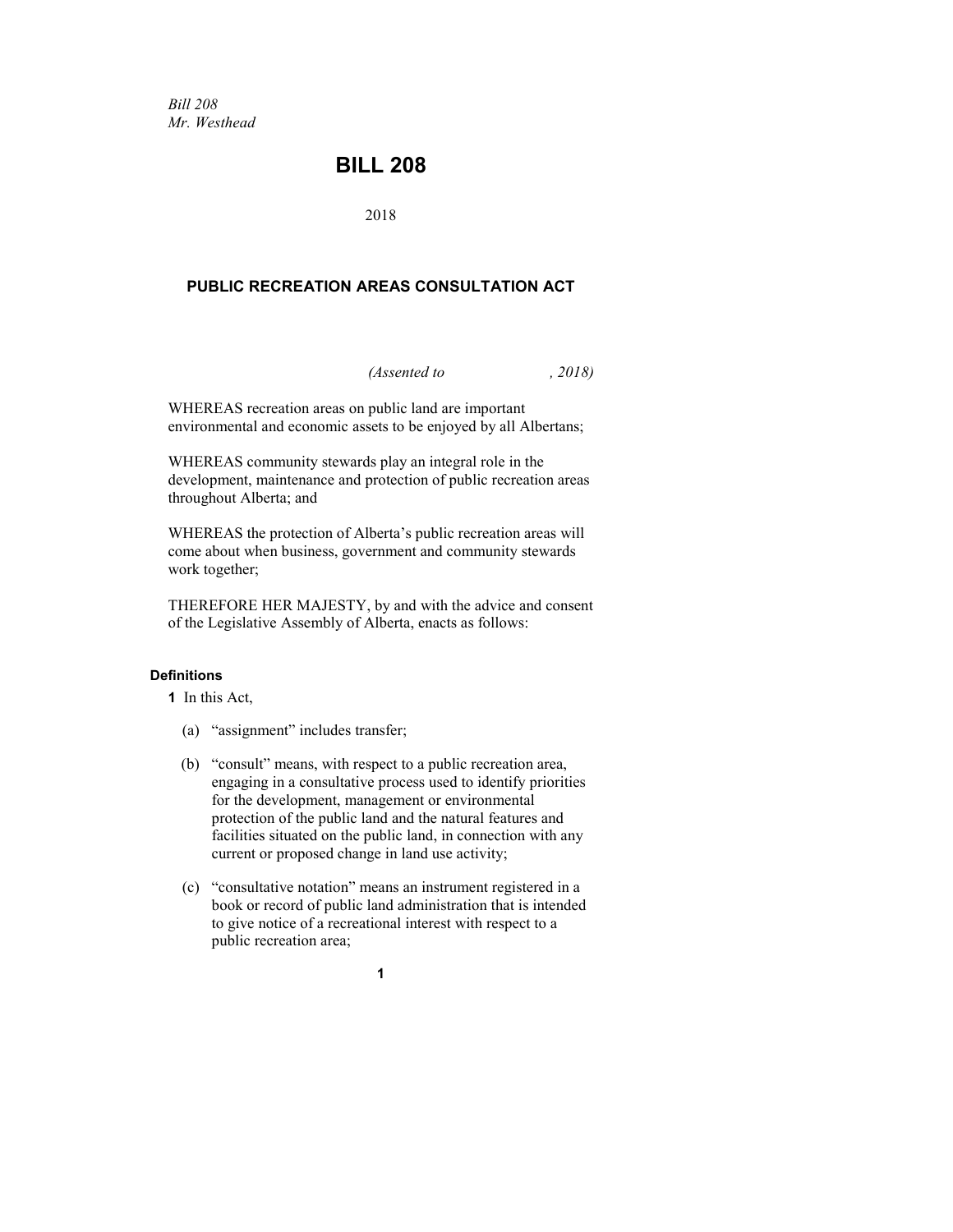*Bill 208*
*Mr. Westhead*

# BILL 208

2018

## PUBLIC RECREATION AREAS CONSULTATION ACT

*(Assented to , 2018)*

WHEREAS recreation areas on public land are important environmental and economic assets to be enjoyed by all Albertans;

WHEREAS community stewards play an integral role in the development, maintenance and protection of public recreation areas throughout Alberta; and

WHEREAS the protection of Alberta's public recreation areas will come about when business, government and community stewards work together;

THEREFORE HER MAJESTY, by and with the advice and consent of the Legislative Assembly of Alberta, enacts as follows:

### Definitions

**1** In this Act,

(a) "assignment" includes transfer;

(b) "consult" means, with respect to a public recreation area, engaging in a consultative process used to identify priorities for the development, management or environmental protection of the public land and the natural features and facilities situated on the public land, in connection with any current or proposed change in land use activity;

(c) "consultative notation" means an instrument registered in a book or record of public land administration that is intended to give notice of a recreational interest with respect to a public recreation area;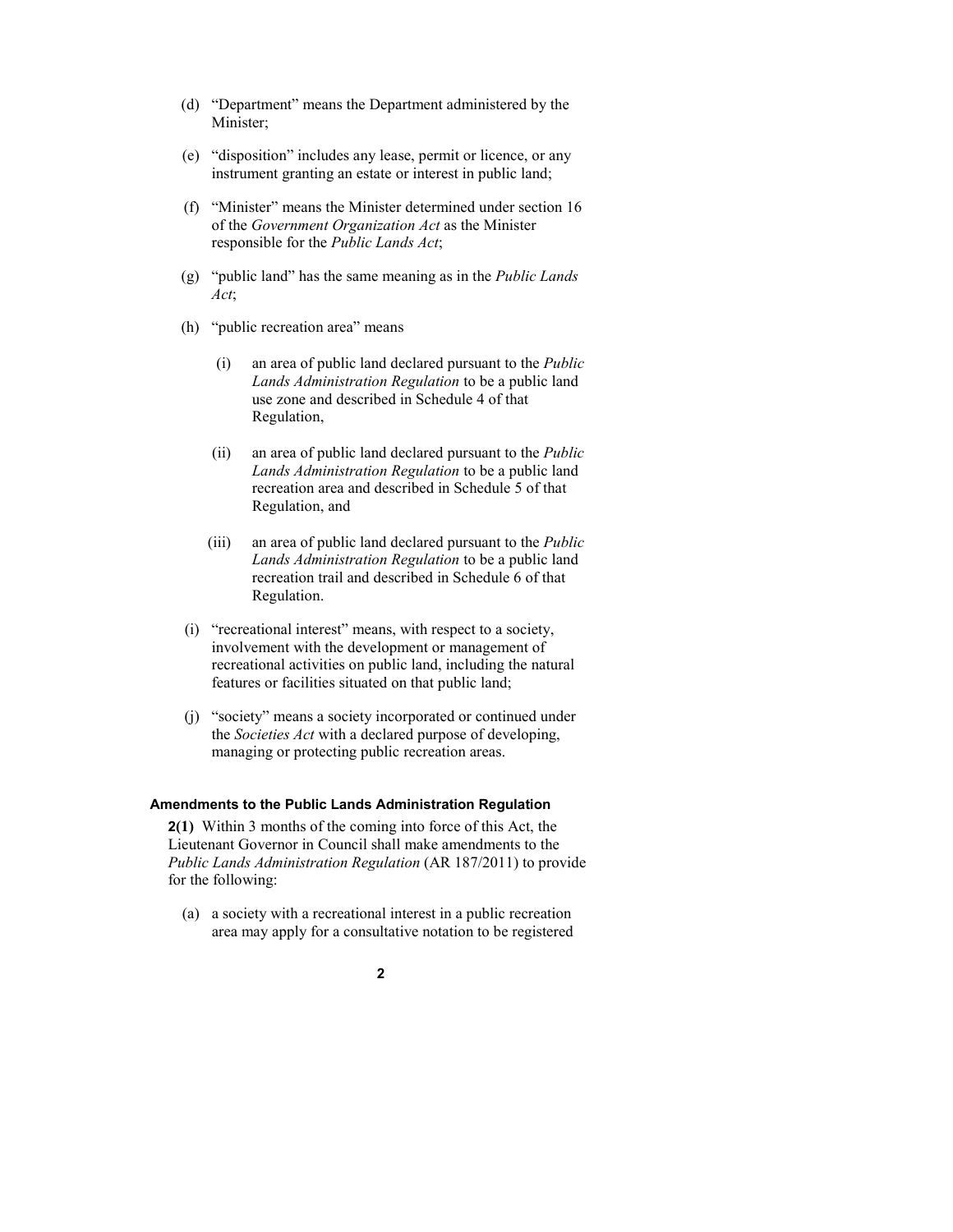(d) "Department" means the Department administered by the Minister;

(e) "disposition" includes any lease, permit or licence, or any instrument granting an estate or interest in public land;

(f) "Minister" means the Minister determined under section 16 of the *Government Organization Act* as the Minister responsible for the *Public Lands Act*;

(g) "public land" has the same meaning as in the *Public Lands Act*;

(h) "public recreation area" means

(i) an area of public land declared pursuant to the *Public Lands Administration Regulation* to be a public land use zone and described in Schedule 4 of that Regulation,

(ii) an area of public land declared pursuant to the *Public Lands Administration Regulation* to be a public land recreation area and described in Schedule 5 of that Regulation, and

(iii) an area of public land declared pursuant to the *Public Lands Administration Regulation* to be a public land recreation trail and described in Schedule 6 of that Regulation.

(i) "recreational interest" means, with respect to a society, involvement with the development or management of recreational activities on public land, including the natural features or facilities situated on that public land;

(j) "society" means a society incorporated or continued under the *Societies Act* with a declared purpose of developing, managing or protecting public recreation areas.

#### Amendments to the Public Lands Administration Regulation

**2(1)** Within 3 months of the coming into force of this Act, the Lieutenant Governor in Council shall make amendments to the *Public Lands Administration Regulation* (AR 187/2011) to provide for the following:

(a) a society with a recreational interest in a public recreation area may apply for a consultative notation to be registered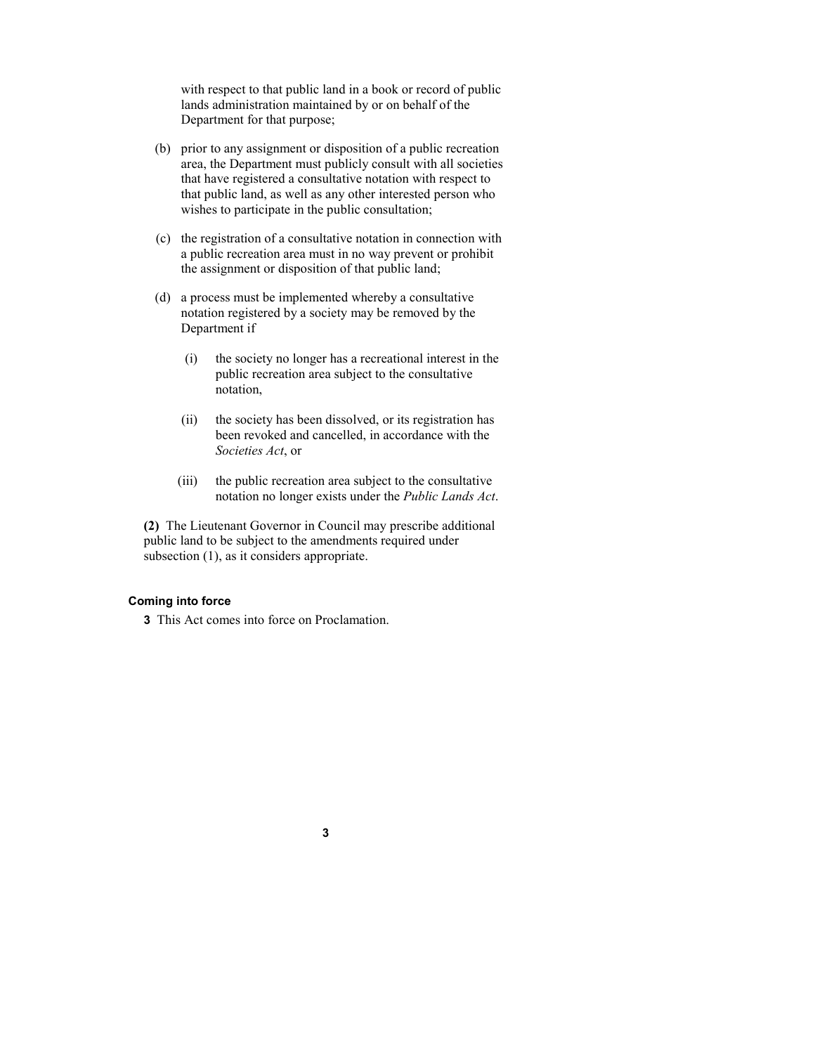with respect to that public land in a book or record of public lands administration maintained by or on behalf of the Department for that purpose;

(b) prior to any assignment or disposition of a public recreation area, the Department must publicly consult with all societies that have registered a consultative notation with respect to that public land, as well as any other interested person who wishes to participate in the public consultation;

(c) the registration of a consultative notation in connection with a public recreation area must in no way prevent or prohibit the assignment or disposition of that public land;

(d) a process must be implemented whereby a consultative notation registered by a society may be removed by the Department if

(i) the society no longer has a recreational interest in the public recreation area subject to the consultative notation,

(ii) the society has been dissolved, or its registration has been revoked and cancelled, in accordance with the *Societies Act*, or

(iii) the public recreation area subject to the consultative notation no longer exists under the *Public Lands Act*.

**(2)** The Lieutenant Governor in Council may prescribe additional public land to be subject to the amendments required under subsection (1), as it considers appropriate.

#### Coming into force

**3** This Act comes into force on Proclamation.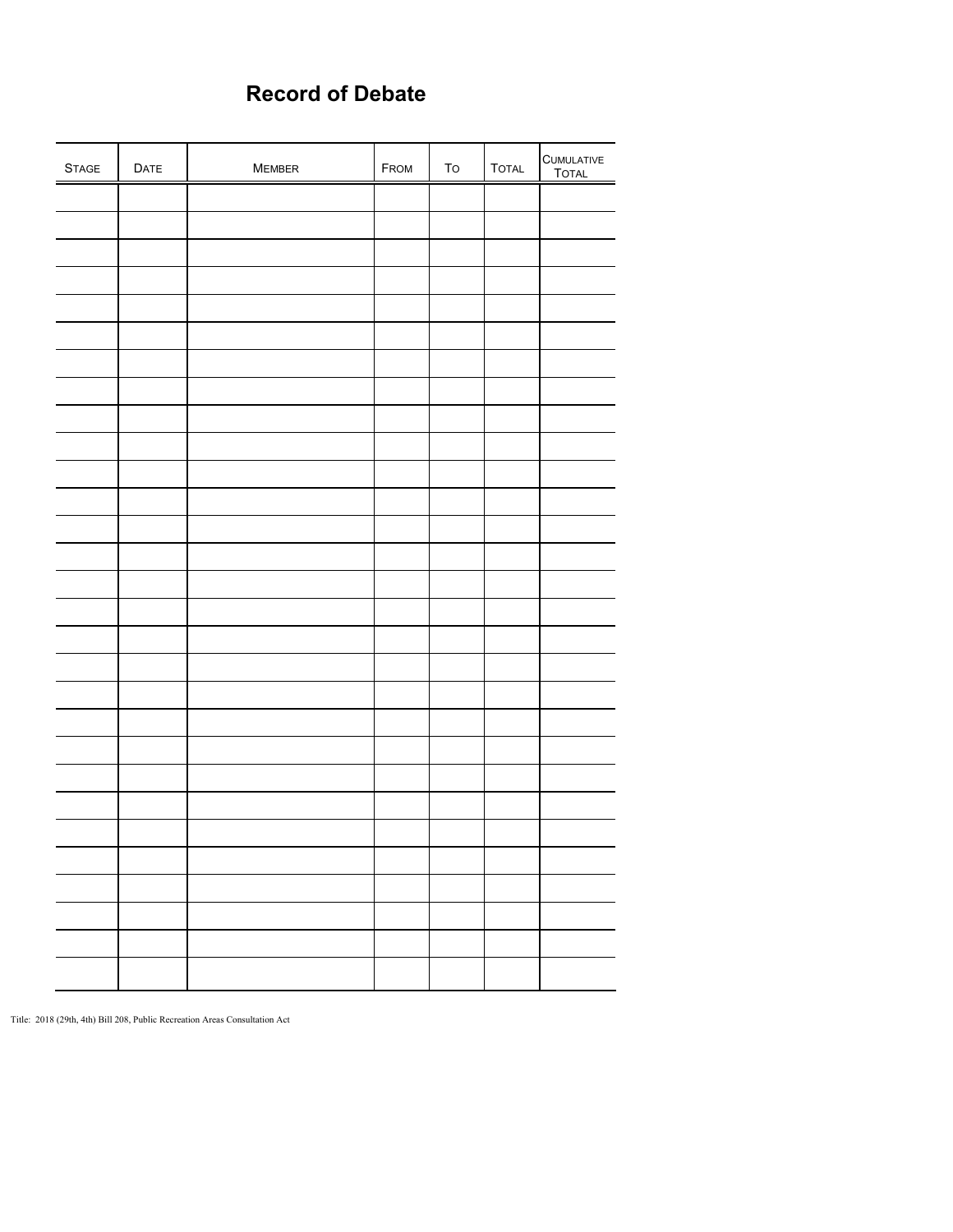# Record of Debate

| Stage | Date | Member | From | To | Total | Cumulative Total |
|---|---|---|---|---|---|---|
| | | | | | | |
| | | | | | | |
| | | | | | | |
| | | | | | | |
| | | | | | | |
| | | | | | | |
| | | | | | | |
| | | | | | | |
| | | | | | | |
| | | | | | | |
| | | | | | | |
| | | | | | | |
| | | | | | | |
| | | | | | | |
| | | | | | | |
| | | | | | | |
| | | | | | | |
| | | | | | | |
| | | | | | | |
| | | | | | | |
| | | | | | | |
| | | | | | | |
| | | | | | | |
| | | | | | | |
| | | | | | | |
| | | | | | | |
| | | | | | | |
| | | | | | | |
| | | | | | | |

Title: 2018 (29th, 4th) Bill 208, Public Recreation Areas Consultation Act